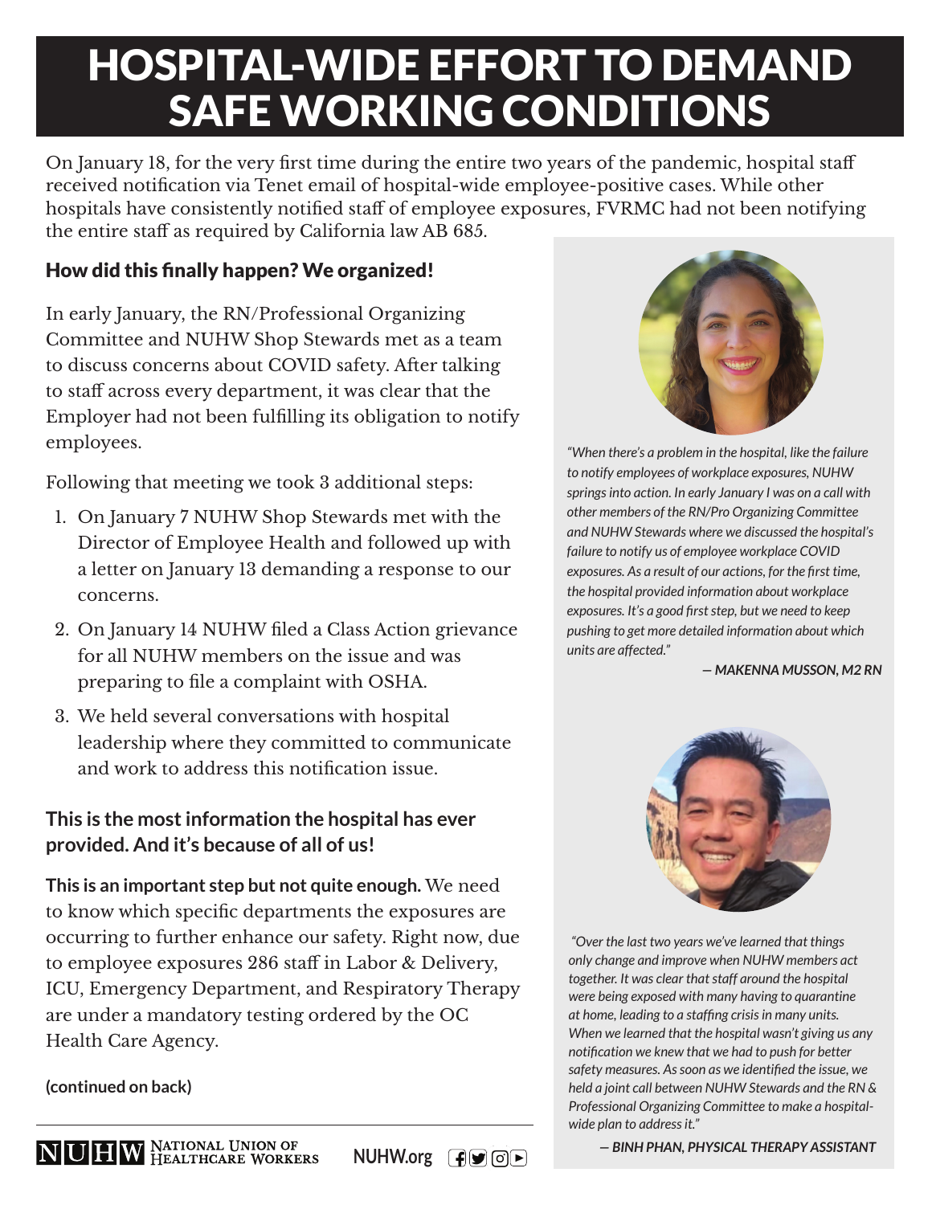# HOSPITAL-WIDE EFFORT TO DEMAND SAFE WORKING CONDITIONS

On January 18, for the very first time during the entire two years of the pandemic, hospital staff received notification via Tenet email of hospital-wide employee-positive cases. While other hospitals have consistently notified staff of employee exposures, FVRMC had not been notifying the entire staff as required by California law AB 685.

## How did this finally happen? We organized!

In early January, the RN/Professional Organizing Committee and NUHW Shop Stewards met as a team to discuss concerns about COVID safety. After talking to staff across every department, it was clear that the Employer had not been fulfilling its obligation to notify employees.

Following that meeting we took 3 additional steps:

1. On January 7 NUHW Shop Stewards met with the Director of Employee Health and followed up with a letter on January 13 demanding a response to our concerns.
2. On January 14 NUHW filed a Class Action grievance for all NUHW members on the issue and was preparing to file a complaint with OSHA.
3. We held several conversations with hospital leadership where they committed to communicate and work to address this notification issue.

### This is the most information the hospital has ever provided. And it's because of all of us!

**This is an important step but not quite enough.** We need to know which specific departments the exposures are occurring to further enhance our safety. Right now, due to employee exposures 286 staff in Labor & Delivery, ICU, Emergency Department, and Respiratory Therapy are under a mandatory testing ordered by the OC Health Care Agency.

**(continued on back)**

*"When there's a problem in the hospital, like the failure to notify employees of workplace exposures, NUHW springs into action. In early January I was on a call with other members of the RN/Pro Organizing Committee and NUHW Stewards where we discussed the hospital's failure to notify us of employee workplace COVID exposures. As a result of our actions, for the first time, the hospital provided information about workplace exposures. It's a good first step, but we need to keep pushing to get more detailed information about which units are affected."*

**— *MAKENNA MUSSON, M2 RN***

*"Over the last two years we've learned that things only change and improve when NUHW members act together. It was clear that staff around the hospital were being exposed with many having to quarantine at home, leading to a staffing crisis in many units. When we learned that the hospital wasn't giving us any notification we knew that we had to push for better safety measures. As soon as we identified the issue, we held a joint call between NUHW Stewards and the RN & Professional Organizing Committee to make a hospital-wide plan to address it."*

**— *BINH PHAN, PHYSICAL THERAPY ASSISTANT***

NUHW National Union of Healthcare Workers NUHW.org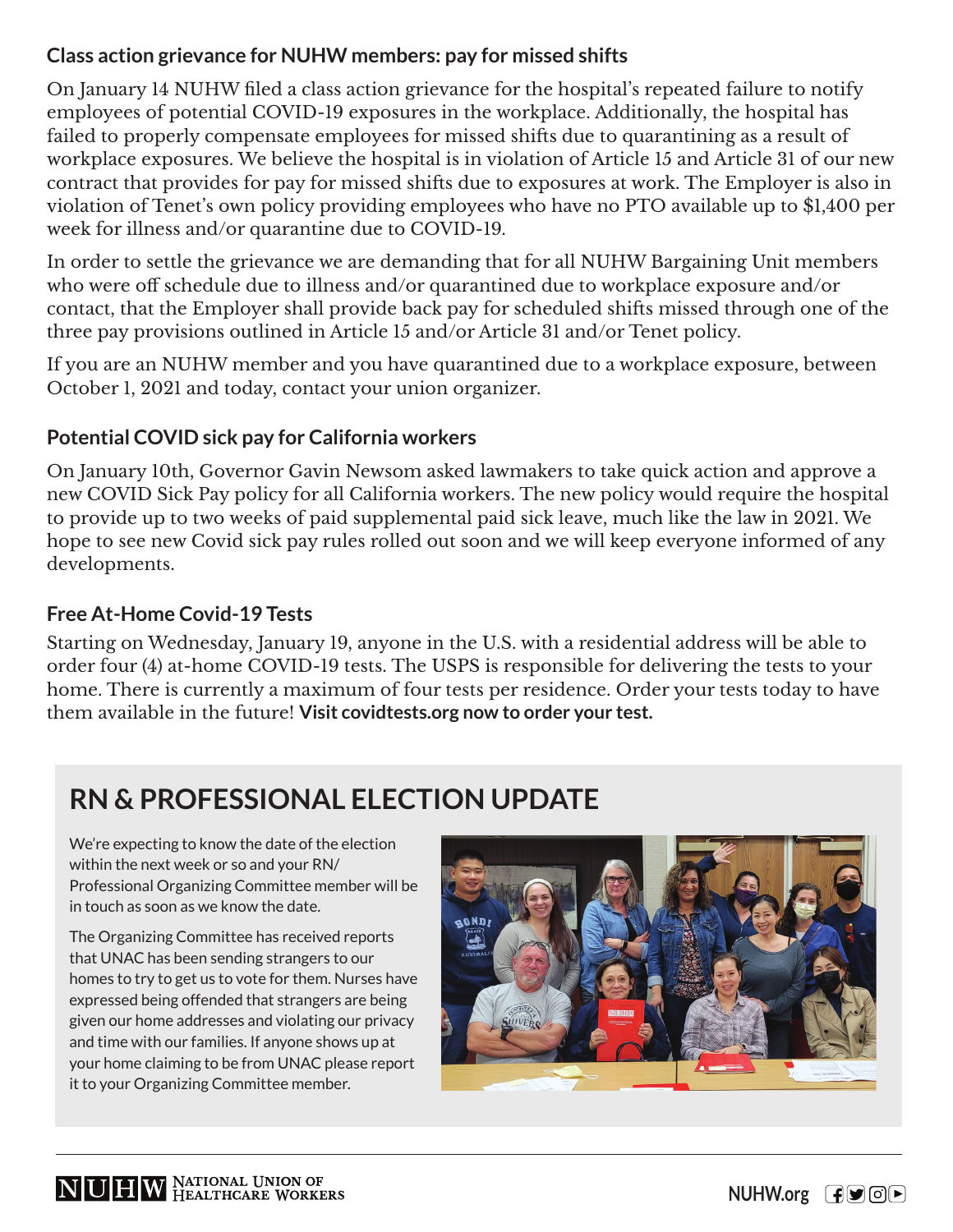### Class action grievance for NUHW members: pay for missed shifts

On January 14 NUHW filed a class action grievance for the hospital's repeated failure to notify employees of potential COVID-19 exposures in the workplace. Additionally, the hospital has failed to properly compensate employees for missed shifts due to quarantining as a result of workplace exposures. We believe the hospital is in violation of Article 15 and Article 31 of our new contract that provides for pay for missed shifts due to exposures at work. The Employer is also in violation of Tenet's own policy providing employees who have no PTO available up to $1,400 per week for illness and/or quarantine due to COVID-19.

In order to settle the grievance we are demanding that for all NUHW Bargaining Unit members who were off schedule due to illness and/or quarantined due to workplace exposure and/or contact, that the Employer shall provide back pay for scheduled shifts missed through one of the three pay provisions outlined in Article 15 and/or Article 31 and/or Tenet policy.

If you are an NUHW member and you have quarantined due to a workplace exposure, between October 1, 2021 and today, contact your union organizer.

### Potential COVID sick pay for California workers

On January 10th, Governor Gavin Newsom asked lawmakers to take quick action and approve a new COVID Sick Pay policy for all California workers. The new policy would require the hospital to provide up to two weeks of paid supplemental paid sick leave, much like the law in 2021. We hope to see new Covid sick pay rules rolled out soon and we will keep everyone informed of any developments.

### Free At-Home Covid-19 Tests

Starting on Wednesday, January 19, anyone in the U.S. with a residential address will be able to order four (4) at-home COVID-19 tests. The USPS is responsible for delivering the tests to your home. There is currently a maximum of four tests per residence. Order your tests today to have them available in the future! **Visit covidtests.org now to order your test.**

## RN & PROFESSIONAL ELECTION UPDATE

We're expecting to know the date of the election within the next week or so and your RN/ Professional Organizing Committee member will be in touch as soon as we know the date.

The Organizing Committee has received reports that UNAC has been sending strangers to our homes to try to get us to vote for them. Nurses have expressed being offended that strangers are being given our home addresses and violating our privacy and time with our families. If anyone shows up at your home claiming to be from UNAC please report it to your Organizing Committee member.

NUHW National Union of Healthcare Workers

NUHW.org